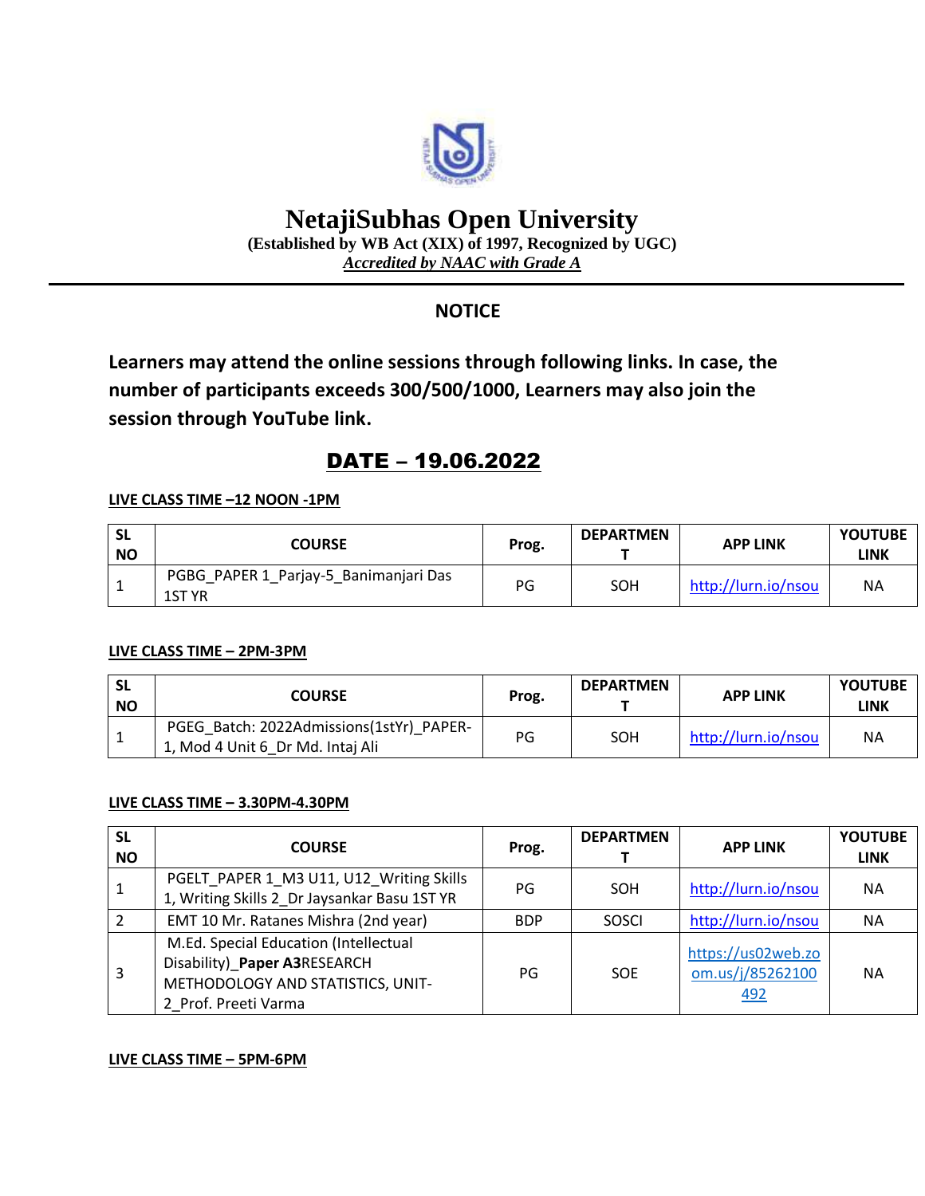# NetajiSubhas Open University

**(Established by WB Act (XIX) of 1997, Recognized by UGC)**

***Accredited by NAAC with Grade A***

## NOTICE

**Learners may attend the online sessions through following links. In case, the number of participants exceeds 300/500/1000, Learners may also join the session through YouTube link.**

## DATE – 19.06.2022

**LIVE CLASS TIME –12 NOON -1PM**

| SL NO | COURSE | Prog. | DEPARTMENT | APP LINK | YOUTUBE LINK |
|---|---|---|---|---|---|
| 1 | PGBG_PAPER 1_Parjay-5_Banimanjari Das 1ST YR | PG | SOH | http://lurn.io/nsou | NA |

**LIVE CLASS TIME – 2PM-3PM**

| SL NO | COURSE | Prog. | DEPARTMENT | APP LINK | YOUTUBE LINK |
|---|---|---|---|---|---|
| 1 | PGEG_Batch: 2022Admissions(1stYr)_PAPER-1, Mod 4 Unit 6_Dr Md. Intaj Ali | PG | SOH | http://lurn.io/nsou | NA |

**LIVE CLASS TIME – 3.30PM-4.30PM**

| SL NO | COURSE | Prog. | DEPARTMENT | APP LINK | YOUTUBE LINK |
|---|---|---|---|---|---|
| 1 | PGELT_PAPER 1_M3 U11, U12_Writing Skills 1, Writing Skills 2_Dr Jaysankar Basu 1ST YR | PG | SOH | http://lurn.io/nsou | NA |
| 2 | EMT 10 Mr. Ratanes Mishra (2nd year) | BDP | SOSCI | http://lurn.io/nsou | NA |
| 3 | M.Ed. Special Education (Intellectual Disability)_**Paper A3**RESEARCH METHODOLOGY AND STATISTICS, UNIT-2_Prof. Preeti Varma | PG | SOE | https://us02web.zoom.us/j/85262100492 | NA |

**LIVE CLASS TIME – 5PM-6PM**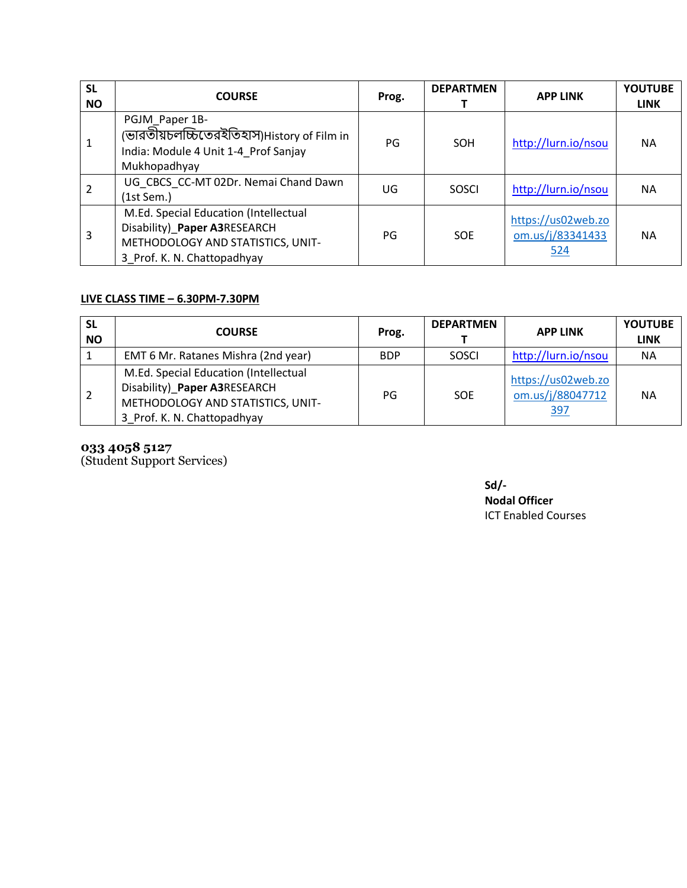| SL NO | COURSE | Prog. | DEPARTMENT | APP LINK | YOUTUBE LINK |
|---|---|---|---|---|---|
| 1 | PGJM_Paper 1B-(ভারতীয়চলচ্চিত্রেরইতিহাস)History of Film in India: Module 4 Unit 1-4_Prof Sanjay Mukhopadhyay | PG | SOH | http://lurn.io/nsou | NA |
| 2 | UG_CBCS_CC-MT 02Dr. Nemai Chand Dawn (1st Sem.) | UG | SOSCI | http://lurn.io/nsou | NA |
| 3 | M.Ed. Special Education (Intellectual Disability)_**Paper A3**RESEARCH METHODOLOGY AND STATISTICS, UNIT-3_Prof. K. N. Chattopadhyay | PG | SOE | https://us02web.zoom.us/j/83341433524 | NA |

**LIVE CLASS TIME – 6.30PM-7.30PM**

| SL NO | COURSE | Prog. | DEPARTMENT | APP LINK | YOUTUBE LINK |
|---|---|---|---|---|---|
| 1 | EMT 6 Mr. Ratanes Mishra (2nd year) | BDP | SOSCI | http://lurn.io/nsou | NA |
| 2 | M.Ed. Special Education (Intellectual Disability)_**Paper A3**RESEARCH METHODOLOGY AND STATISTICS, UNIT-3_Prof. K. N. Chattopadhyay | PG | SOE | https://us02web.zoom.us/j/88047712397 | NA |

**033 4058 5127**
(Student Support Services)

**Sd/-**
**Nodal Officer**
ICT Enabled Courses